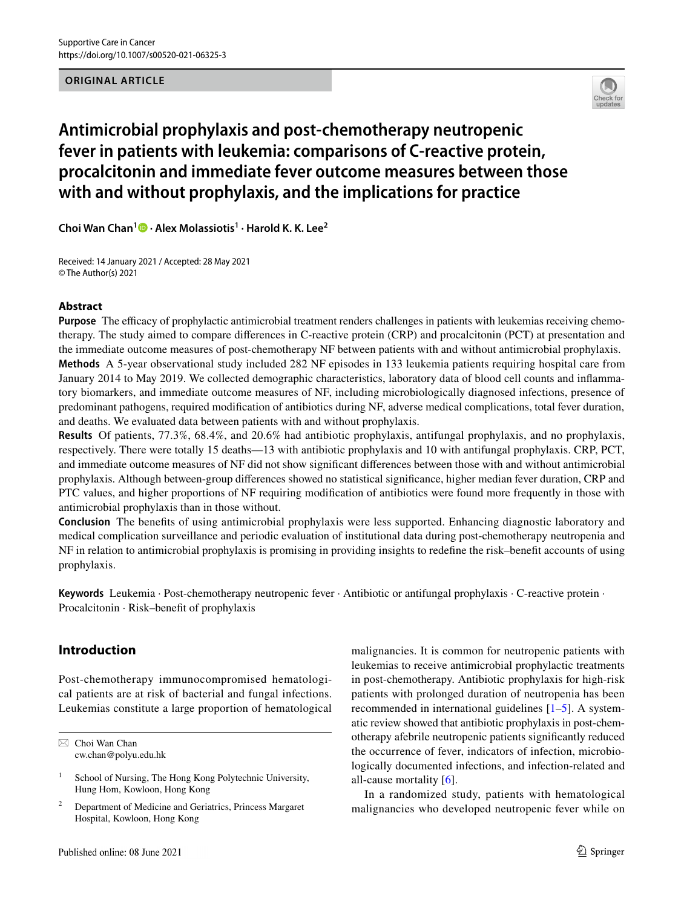ORIGINAL ARTICLE

# Antimicrobial prophylaxis and post-chemotherapy neutropenic fever in patients with leukemia: comparisons of C-reactive protein, procalcitonin and immediate fever outcome measures between those with and without prophylaxis, and the implications for practice

**Choi Wan Chan[1] · Alex Molassiotis[1] · Harold K. K. Lee[2]**

Received: 14 January 2021 / Accepted: 28 May 2021
© The Author(s) 2021

## Abstract

**Purpose** The efficacy of prophylactic antimicrobial treatment renders challenges in patients with leukemias receiving chemotherapy. The study aimed to compare differences in C-reactive protein (CRP) and procalcitonin (PCT) at presentation and the immediate outcome measures of post-chemotherapy NF between patients with and without antimicrobial prophylaxis.

**Methods** A 5-year observational study included 282 NF episodes in 133 leukemia patients requiring hospital care from January 2014 to May 2019. We collected demographic characteristics, laboratory data of blood cell counts and inflammatory biomarkers, and immediate outcome measures of NF, including microbiologically diagnosed infections, presence of predominant pathogens, required modification of antibiotics during NF, adverse medical complications, total fever duration, and deaths. We evaluated data between patients with and without prophylaxis.

**Results** Of patients, 77.3%, 68.4%, and 20.6% had antibiotic prophylaxis, antifungal prophylaxis, and no prophylaxis, respectively. There were totally 15 deaths—13 with antibiotic prophylaxis and 10 with antifungal prophylaxis. CRP, PCT, and immediate outcome measures of NF did not show significant differences between those with and without antimicrobial prophylaxis. Although between-group differences showed no statistical significance, higher median fever duration, CRP and PTC values, and higher proportions of NF requiring modification of antibiotics were found more frequently in those with antimicrobial prophylaxis than in those without.

**Conclusion** The benefits of using antimicrobial prophylaxis were less supported. Enhancing diagnostic laboratory and medical complication surveillance and periodic evaluation of institutional data during post-chemotherapy neutropenia and NF in relation to antimicrobial prophylaxis is promising in providing insights to redefine the risk–benefit accounts of using prophylaxis.

**Keywords** Leukemia · Post-chemotherapy neutropenic fever · Antibiotic or antifungal prophylaxis · C-reactive protein · Procalcitonin · Risk–benefit of prophylaxis

## Introduction

Post-chemotherapy immunocompromised hematological patients are at risk of bacterial and fungal infections. Leukemias constitute a large proportion of hematological malignancies. It is common for neutropenic patients with leukemias to receive antimicrobial prophylactic treatments in post-chemotherapy. Antibiotic prophylaxis for high-risk patients with prolonged duration of neutropenia has been recommended in international guidelines [1–5]. A systematic review showed that antibiotic prophylaxis in post-chemotherapy afebrile neutropenic patients significantly reduced the occurrence of fever, indicators of infection, microbiologically documented infections, and infection-related and all-cause mortality [6].

In a randomized study, patients with hematological malignancies who developed neutropenic fever while on

---

✉ Choi Wan Chan
cw.chan@polyu.edu.hk

[1] School of Nursing, The Hong Kong Polytechnic University, Hung Hom, Kowloon, Hong Kong

[2] Department of Medicine and Geriatrics, Princess Margaret Hospital, Kowloon, Hong Kong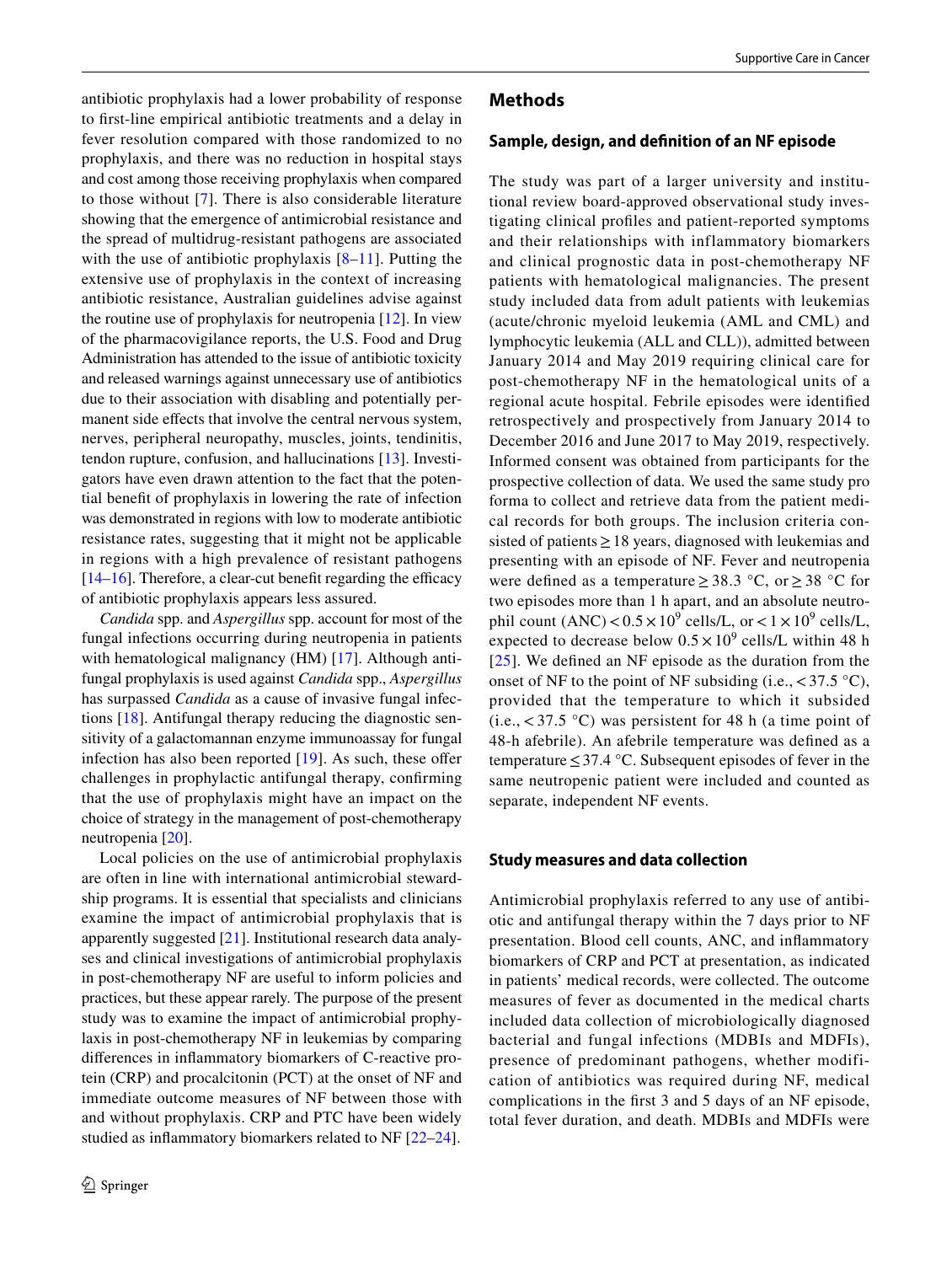antibiotic prophylaxis had a lower probability of response to first-line empirical antibiotic treatments and a delay in fever resolution compared with those randomized to no prophylaxis, and there was no reduction in hospital stays and cost among those receiving prophylaxis when compared to those without [7]. There is also considerable literature showing that the emergence of antimicrobial resistance and the spread of multidrug-resistant pathogens are associated with the use of antibiotic prophylaxis [8–11]. Putting the extensive use of prophylaxis in the context of increasing antibiotic resistance, Australian guidelines advise against the routine use of prophylaxis for neutropenia [12]. In view of the pharmacovigilance reports, the U.S. Food and Drug Administration has attended to the issue of antibiotic toxicity and released warnings against unnecessary use of antibiotics due to their association with disabling and potentially permanent side effects that involve the central nervous system, nerves, peripheral neuropathy, muscles, joints, tendinitis, tendon rupture, confusion, and hallucinations [13]. Investigators have even drawn attention to the fact that the potential benefit of prophylaxis in lowering the rate of infection was demonstrated in regions with low to moderate antibiotic resistance rates, suggesting that it might not be applicable in regions with a high prevalence of resistant pathogens [14–16]. Therefore, a clear-cut benefit regarding the efficacy of antibiotic prophylaxis appears less assured.

*Candida* spp. and *Aspergillus* spp. account for most of the fungal infections occurring during neutropenia in patients with hematological malignancy (HM) [17]. Although antifungal prophylaxis is used against *Candida* spp., *Aspergillus* has surpassed *Candida* as a cause of invasive fungal infections [18]. Antifungal therapy reducing the diagnostic sensitivity of a galactomannan enzyme immunoassay for fungal infection has also been reported [19]. As such, these offer challenges in prophylactic antifungal therapy, confirming that the use of prophylaxis might have an impact on the choice of strategy in the management of post-chemotherapy neutropenia [20].

Local policies on the use of antimicrobial prophylaxis are often in line with international antimicrobial stewardship programs. It is essential that specialists and clinicians examine the impact of antimicrobial prophylaxis that is apparently suggested [21]. Institutional research data analyses and clinical investigations of antimicrobial prophylaxis in post-chemotherapy NF are useful to inform policies and practices, but these appear rarely. The purpose of the present study was to examine the impact of antimicrobial prophylaxis in post-chemotherapy NF in leukemias by comparing differences in inflammatory biomarkers of C-reactive protein (CRP) and procalcitonin (PCT) at the onset of NF and immediate outcome measures of NF between those with and without prophylaxis. CRP and PTC have been widely studied as inflammatory biomarkers related to NF [22–24].

## Methods

### Sample, design, and definition of an NF episode

The study was part of a larger university and institutional review board-approved observational study investigating clinical profiles and patient-reported symptoms and their relationships with inflammatory biomarkers and clinical prognostic data in post-chemotherapy NF patients with hematological malignancies. The present study included data from adult patients with leukemias (acute/chronic myeloid leukemia (AML and CML) and lymphocytic leukemia (ALL and CLL)), admitted between January 2014 and May 2019 requiring clinical care for post-chemotherapy NF in the hematological units of a regional acute hospital. Febrile episodes were identified retrospectively and prospectively from January 2014 to December 2016 and June 2017 to May 2019, respectively. Informed consent was obtained from participants for the prospective collection of data. We used the same study pro forma to collect and retrieve data from the patient medical records for both groups. The inclusion criteria consisted of patients ≥ 18 years, diagnosed with leukemias and presenting with an episode of NF. Fever and neutropenia were defined as a temperature ≥ 38.3 °C, or ≥ 38 °C for two episodes more than 1 h apart, and an absolute neutrophil count (ANC) $< 0.5 \times 10^9$ cells/L, or $< 1 \times 10^9$ cells/L, expected to decrease below $0.5 \times 10^9$ cells/L within 48 h [25]. We defined an NF episode as the duration from the onset of NF to the point of NF subsiding (i.e., < 37.5 °C), provided that the temperature to which it subsided (i.e., < 37.5 °C) was persistent for 48 h (a time point of 48-h afebrile). An afebrile temperature was defined as a temperature ≤ 37.4 °C. Subsequent episodes of fever in the same neutropenic patient were included and counted as separate, independent NF events.

### Study measures and data collection

Antimicrobial prophylaxis referred to any use of antibiotic and antifungal therapy within the 7 days prior to NF presentation. Blood cell counts, ANC, and inflammatory biomarkers of CRP and PCT at presentation, as indicated in patients' medical records, were collected. The outcome measures of fever as documented in the medical charts included data collection of microbiologically diagnosed bacterial and fungal infections (MDBIs and MDFIs), presence of predominant pathogens, whether modification of antibiotics was required during NF, medical complications in the first 3 and 5 days of an NF episode, total fever duration, and death. MDBIs and MDFIs were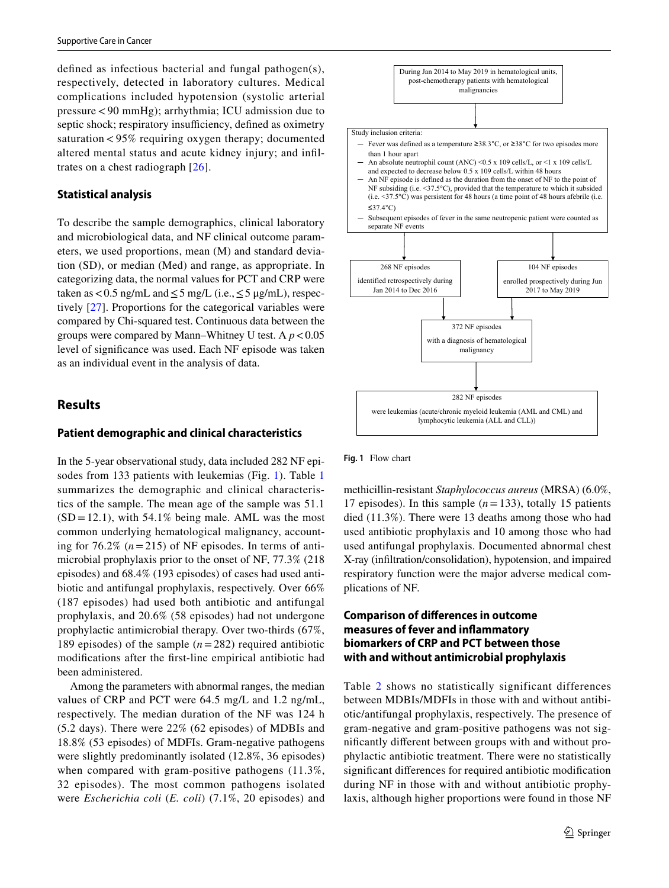defined as infectious bacterial and fungal pathogen(s), respectively, detected in laboratory cultures. Medical complications included hypotension (systolic arterial pressure < 90 mmHg); arrhythmia; ICU admission due to septic shock; respiratory insufficiency, defined as oximetry saturation < 95% requiring oxygen therapy; documented altered mental status and acute kidney injury; and infiltrates on a chest radiograph [26].

### Statistical analysis

To describe the sample demographics, clinical laboratory and microbiological data, and NF clinical outcome parameters, we used proportions, mean (M) and standard deviation (SD), or median (Med) and range, as appropriate. In categorizing data, the normal values for PCT and CRP were taken as < 0.5 ng/mL and ≤ 5 mg/L (i.e., ≤ 5 μg/mL), respectively [27]. Proportions for the categorical variables were compared by Chi-squared test. Continuous data between the groups were compared by Mann–Whitney U test. A $p < 0.05$ level of significance was used. Each NF episode was taken as an individual event in the analysis of data.

## Results

### Patient demographic and clinical characteristics

In the 5-year observational study, data included 282 NF episodes from 133 patients with leukemias (Fig. 1). Table 1 summarizes the demographic and clinical characteristics of the sample. The mean age of the sample was 51.1 (SD = 12.1), with 54.1% being male. AML was the most common underlying hematological malignancy, accounting for 76.2% ($n = 215$) of NF episodes. In terms of antimicrobial prophylaxis prior to the onset of NF, 77.3% (218 episodes) and 68.4% (193 episodes) of cases had used antibiotic and antifungal prophylaxis, respectively. Over 66% (187 episodes) had used both antibiotic and antifungal prophylaxis, and 20.6% (58 episodes) had not undergone prophylactic antimicrobial therapy. Over two-thirds (67%, 189 episodes) of the sample ($n = 282$) required antibiotic modifications after the first-line empirical antibiotic had been administered.

Among the parameters with abnormal ranges, the median values of CRP and PCT were 64.5 mg/L and 1.2 ng/mL, respectively. The median duration of the NF was 124 h (5.2 days). There were 22% (62 episodes) of MDBIs and 18.8% (53 episodes) of MDFIs. Gram-negative pathogens were slightly predominantly isolated (12.8%, 36 episodes) when compared with gram-positive pathogens (11.3%, 32 episodes). The most common pathogens isolated were *Escherichia coli* (*E. coli*) (7.1%, 20 episodes) and methicillin-resistant *Staphylococcus aureus* (MRSA) (6.0%, 17 episodes). In this sample ($n = 133$), totally 15 patients died (11.3%). There were 13 deaths among those who had used antibiotic prophylaxis and 10 among those who had used antifungal prophylaxis. Documented abnormal chest X-ray (infiltration/consolidation), hypotension, and impaired respiratory function were the major adverse medical complications of NF.

During Jan 2014 to May 2019 in hematological units, post-chemotherapy patients with hematological malignancies

Study inclusion criteria:
- Fever was defined as a temperature ≥38.3°C, or ≥38°C for two episodes more than 1 hour apart
- An absolute neutrophil count (ANC) <0.5 x 109 cells/L, or <1 x 109 cells/L and expected to decrease below 0.5 x 109 cells/L within 48 hours
- An NF episode is defined as the duration from the onset of NF to the point of NF subsiding (i.e. <37.5°C), provided that the temperature to which it subsided (i.e. <37.5°C) was persistent for 48 hours (a time point of 48 hours afebrile (i.e. ≤37.4°C)
- Subsequent episodes of fever in the same neutropenic patient were counted as separate NF events

268 NF episodes identified retrospectively during Jan 2014 to Dec 2016

104 NF episodes enrolled prospectively during Jun 2017 to May 2019

372 NF episodes with a diagnosis of hematological malignancy

282 NF episodes were leukemias (acute/chronic myeloid leukemia (AML and CML) and lymphocytic leukemia (ALL and CLL))

**Fig. 1** Flow chart

### Comparison of differences in outcome measures of fever and inflammatory biomarkers of CRP and PCT between those with and without antimicrobial prophylaxis

Table 2 shows no statistically significant differences between MDBIs/MDFIs in those with and without antibiotic/antifungal prophylaxis, respectively. The presence of gram-negative and gram-positive pathogens was not significantly different between groups with and without prophylactic antibiotic treatment. There were no statistically significant differences for required antibiotic modification during NF in those with and without antibiotic prophylaxis, although higher proportions were found in those NF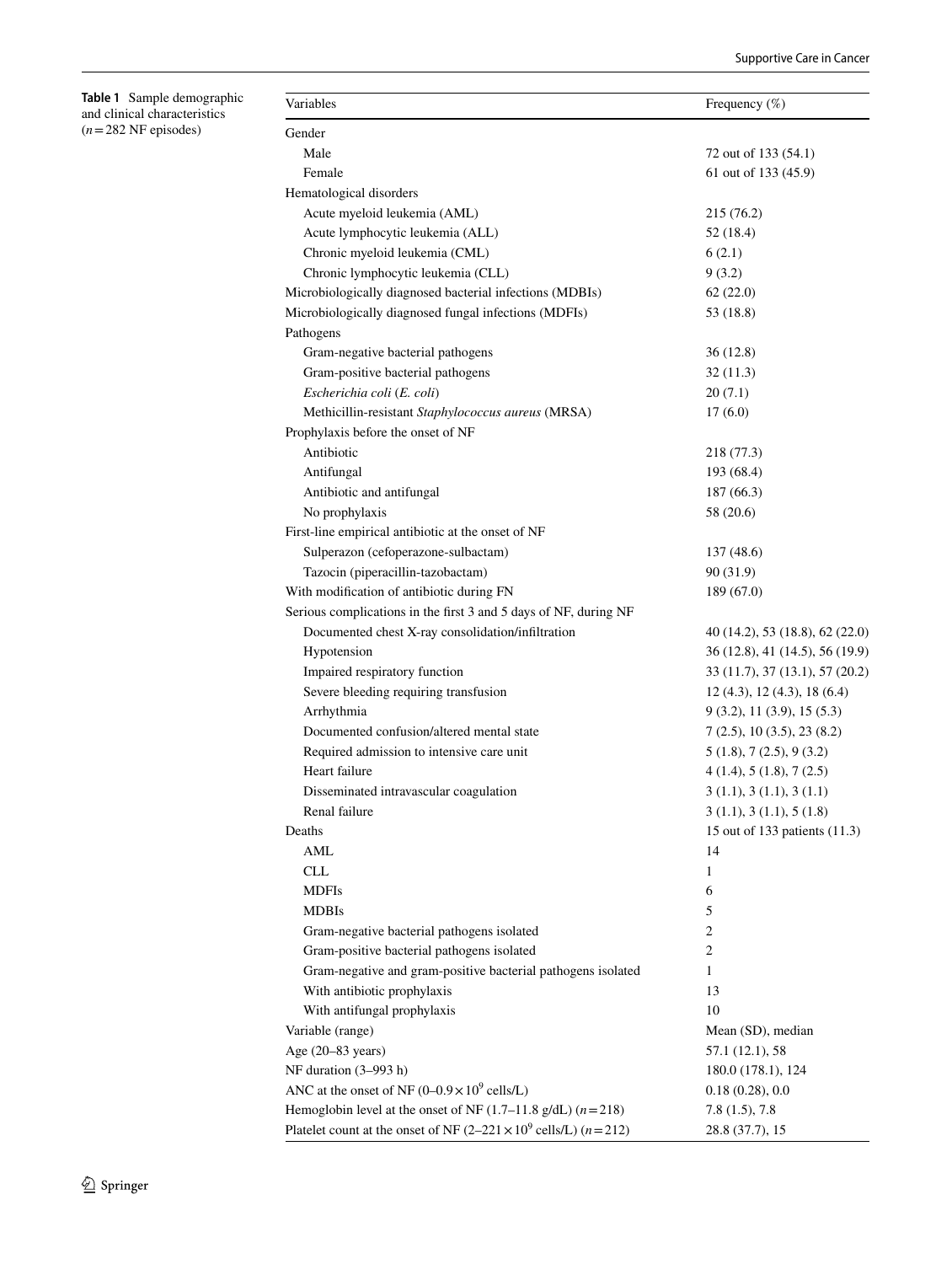**Table 1** Sample demographic and clinical characteristics ($n = 282$ NF episodes)

| Variables | Frequency (%) |
|---|---|
| Gender | |
| Male | 72 out of 133 (54.1) |
| Female | 61 out of 133 (45.9) |
| Hematological disorders | |
| Acute myeloid leukemia (AML) | 215 (76.2) |
| Acute lymphocytic leukemia (ALL) | 52 (18.4) |
| Chronic myeloid leukemia (CML) | 6 (2.1) |
| Chronic lymphocytic leukemia (CLL) | 9 (3.2) |
| Microbiologically diagnosed bacterial infections (MDBIs) | 62 (22.0) |
| Microbiologically diagnosed fungal infections (MDFIs) | 53 (18.8) |
| Pathogens | |
| Gram-negative bacterial pathogens | 36 (12.8) |
| Gram-positive bacterial pathogens | 32 (11.3) |
| *Escherichia coli* (*E. coli*) | 20 (7.1) |
| Methicillin-resistant *Staphylococcus aureus* (MRSA) | 17 (6.0) |
| Prophylaxis before the onset of NF | |
| Antibiotic | 218 (77.3) |
| Antifungal | 193 (68.4) |
| Antibiotic and antifungal | 187 (66.3) |
| No prophylaxis | 58 (20.6) |
| First-line empirical antibiotic at the onset of NF | |
| Sulperazon (cefoperazone-sulbactam) | 137 (48.6) |
| Tazocin (piperacillin-tazobactam) | 90 (31.9) |
| With modification of antibiotic during FN | 189 (67.0) |
| Serious complications in the first 3 and 5 days of NF, during NF | |
| Documented chest X-ray consolidation/infiltration | 40 (14.2), 53 (18.8), 62 (22.0) |
| Hypotension | 36 (12.8), 41 (14.5), 56 (19.9) |
| Impaired respiratory function | 33 (11.7), 37 (13.1), 57 (20.2) |
| Severe bleeding requiring transfusion | 12 (4.3), 12 (4.3), 18 (6.4) |
| Arrhythmia | 9 (3.2), 11 (3.9), 15 (5.3) |
| Documented confusion/altered mental state | 7 (2.5), 10 (3.5), 23 (8.2) |
| Required admission to intensive care unit | 5 (1.8), 7 (2.5), 9 (3.2) |
| Heart failure | 4 (1.4), 5 (1.8), 7 (2.5) |
| Disseminated intravascular coagulation | 3 (1.1), 3 (1.1), 3 (1.1) |
| Renal failure | 3 (1.1), 3 (1.1), 5 (1.8) |
| Deaths | 15 out of 133 patients (11.3) |
| AML | 14 |
| CLL | 1 |
| MDFIs | 6 |
| MDBIs | 5 |
| Gram-negative bacterial pathogens isolated | 2 |
| Gram-positive bacterial pathogens isolated | 2 |
| Gram-negative and gram-positive bacterial pathogens isolated | 1 |
| With antibiotic prophylaxis | 13 |
| With antifungal prophylaxis | 10 |
| Variable (range) | Mean (SD), median |
| Age (20–83 years) | 57.1 (12.1), 58 |
| NF duration (3–993 h) | 180.0 (178.1), 124 |
| ANC at the onset of NF (0–0.9 × $10^9$ cells/L) | 0.18 (0.28), 0.0 |
| Hemoglobin level at the onset of NF (1.7–11.8 g/dL) ($n = 218$) | 7.8 (1.5), 7.8 |
| Platelet count at the onset of NF (2–221 × $10^9$ cells/L) ($n = 212$) | 28.8 (37.7), 15 |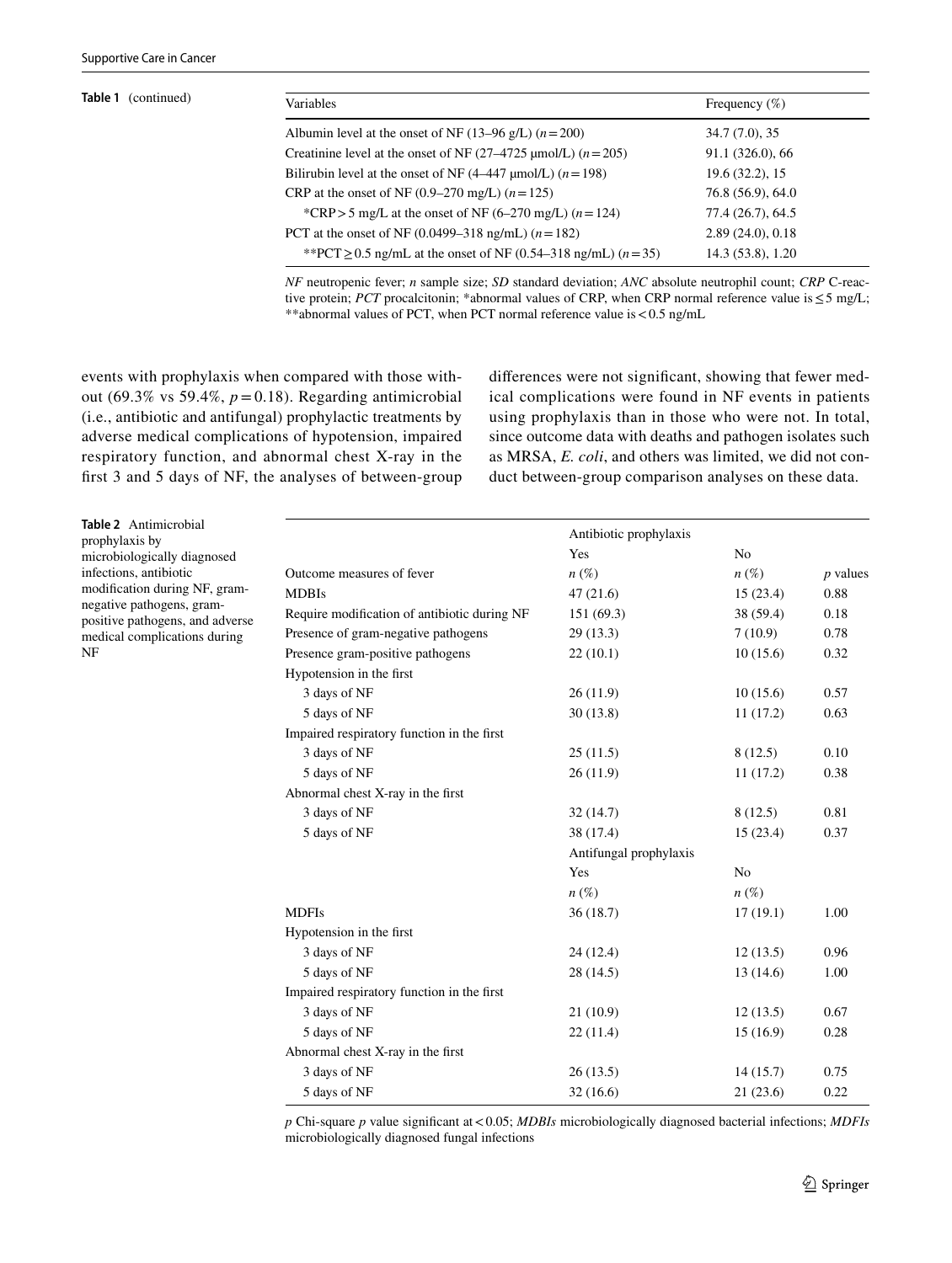**Table 1** (continued)

| Variables | Frequency (%) |
|---|---|
| Albumin level at the onset of NF (13–96 g/L) ($n = 200$) | 34.7 (7.0), 35 |
| Creatinine level at the onset of NF (27–4725 μmol/L) ($n = 205$) | 91.1 (326.0), 66 |
| Bilirubin level at the onset of NF (4–447 μmol/L) ($n = 198$) | 19.6 (32.2), 15 |
| CRP at the onset of NF (0.9–270 mg/L) ($n = 125$) | 76.8 (56.9), 64.0 |
| *CRP > 5 mg/L at the onset of NF (6–270 mg/L) ($n = 124$) | 77.4 (26.7), 64.5 |
| PCT at the onset of NF (0.0499–318 ng/mL) ($n = 182$) | 2.89 (24.0), 0.18 |
| **PCT ≥ 0.5 ng/mL at the onset of NF (0.54–318 ng/mL) ($n = 35$) | 14.3 (53.8), 1.20 |

*NF* neutropenic fever; *n* sample size; *SD* standard deviation; *ANC* absolute neutrophil count; *CRP* C-reactive protein; *PCT* procalcitonin; *abnormal values of CRP, when CRP normal reference value is ≤ 5 mg/L; **abnormal values of PCT, when PCT normal reference value is < 0.5 ng/mL

events with prophylaxis when compared with those without (69.3% vs 59.4%, $p = 0.18$). Regarding antimicrobial (i.e., antibiotic and antifungal) prophylactic treatments by adverse medical complications of hypotension, impaired respiratory function, and abnormal chest X-ray in the first 3 and 5 days of NF, the analyses of between-group differences were not significant, showing that fewer medical complications were found in NF events in patients using prophylaxis than in those who were not. In total, since outcome data with deaths and pathogen isolates such as MRSA, *E. coli*, and others was limited, we did not conduct between-group comparison analyses on these data.

**Table 2** Antimicrobial prophylaxis by microbiologically diagnosed infections, antibiotic modification during NF, gram-negative pathogens, gram-positive pathogens, and adverse medical complications during NF

| | Antibiotic prophylaxis | | |
|---|---|---|---|
| | Yes | No | |
| Outcome measures of fever | *n* (%) | *n* (%) | *p* values |
| MDBIs | 47 (21.6) | 15 (23.4) | 0.88 |
| Require modification of antibiotic during NF | 151 (69.3) | 38 (59.4) | 0.18 |
| Presence of gram-negative pathogens | 29 (13.3) | 7 (10.9) | 0.78 |
| Presence gram-positive pathogens | 22 (10.1) | 10 (15.6) | 0.32 |
| Hypotension in the first | | | |
| 3 days of NF | 26 (11.9) | 10 (15.6) | 0.57 |
| 5 days of NF | 30 (13.8) | 11 (17.2) | 0.63 |
| Impaired respiratory function in the first | | | |
| 3 days of NF | 25 (11.5) | 8 (12.5) | 0.10 |
| 5 days of NF | 26 (11.9) | 11 (17.2) | 0.38 |
| Abnormal chest X-ray in the first | | | |
| 3 days of NF | 32 (14.7) | 8 (12.5) | 0.81 |
| 5 days of NF | 38 (17.4) | 15 (23.4) | 0.37 |
| | Antifungal prophylaxis | | |
| | Yes | No | |
| | *n* (%) | *n* (%) | |
| MDFIs | 36 (18.7) | 17 (19.1) | 1.00 |
| Hypotension in the first | | | |
| 3 days of NF | 24 (12.4) | 12 (13.5) | 0.96 |
| 5 days of NF | 28 (14.5) | 13 (14.6) | 1.00 |
| Impaired respiratory function in the first | | | |
| 3 days of NF | 21 (10.9) | 12 (13.5) | 0.67 |
| 5 days of NF | 22 (11.4) | 15 (16.9) | 0.28 |
| Abnormal chest X-ray in the first | | | |
| 3 days of NF | 26 (13.5) | 14 (15.7) | 0.75 |
| 5 days of NF | 32 (16.6) | 21 (23.6) | 0.22 |

*p* Chi-square *p* value significant at < 0.05; *MDBIs* microbiologically diagnosed bacterial infections; *MDFIs* microbiologically diagnosed fungal infections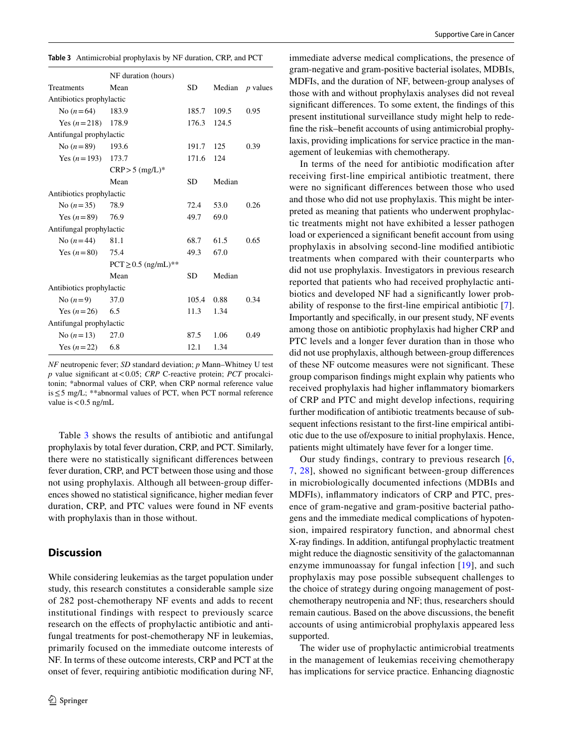**Table 3** Antimicrobial prophylaxis by NF duration, CRP, and PCT

| | NF duration (hours) | | | |
|---|---|---|---|---|
| Treatments | Mean | SD | Median | *p* values |
| Antibiotics prophylactic | | | | |
| No ($n = 64$) | 183.9 | 185.7 | 109.5 | 0.95 |
| Yes ($n = 218$) | 178.9 | 176.3 | 124.5 | |
| Antifungal prophylactic | | | | |
| No ($n = 89$) | 193.6 | 191.7 | 125 | 0.39 |
| Yes ($n = 193$) | 173.7 | 171.6 | 124 | |
| | CRP > 5 (mg/L)* | | | |
| | Mean | SD | Median | |
| Antibiotics prophylactic | | | | |
| No ($n = 35$) | 78.9 | 72.4 | 53.0 | 0.26 |
| Yes ($n = 89$) | 76.9 | 49.7 | 69.0 | |
| Antifungal prophylactic | | | | |
| No ($n = 44$) | 81.1 | 68.7 | 61.5 | 0.65 |
| Yes ($n = 80$) | 75.4 | 49.3 | 67.0 | |
| | PCT ≥ 0.5 (ng/mL)** | | | |
| | Mean | SD | Median | |
| Antibiotics prophylactic | | | | |
| No ($n = 9$) | 37.0 | 105.4 | 0.88 | 0.34 |
| Yes ($n = 26$) | 6.5 | 11.3 | 1.34 | |
| Antifungal prophylactic | | | | |
| No ($n = 13$) | 27.0 | 87.5 | 1.06 | 0.49 |
| Yes ($n = 22$) | 6.8 | 12.1 | 1.34 | |

*NF* neutropenic fever; *SD* standard deviation; *p* Mann–Whitney U test *p* value significant at < 0.05; *CRP* C-reactive protein; *PCT* procalcitonin; *abnormal values of CRP, when CRP normal reference value is ≤ 5 mg/L; **abnormal values of PCT, when PCT normal reference value is < 0.5 ng/mL

Table 3 shows the results of antibiotic and antifungal prophylaxis by total fever duration, CRP, and PCT. Similarly, there were no statistically significant differences between fever duration, CRP, and PCT between those using and those not using prophylaxis. Although all between-group differences showed no statistical significance, higher median fever duration, CRP, and PTC values were found in NF events with prophylaxis than in those without.

## Discussion

While considering leukemias as the target population under study, this research constitutes a considerable sample size of 282 post-chemotherapy NF events and adds to recent institutional findings with respect to previously scarce research on the effects of prophylactic antibiotic and antifungal treatments for post-chemotherapy NF in leukemias, primarily focused on the immediate outcome interests of NF. In terms of these outcome interests, CRP and PCT at the onset of fever, requiring antibiotic modification during NF, immediate adverse medical complications, the presence of gram-negative and gram-positive bacterial isolates, MDBIs, MDFIs, and the duration of NF, between-group analyses of those with and without prophylaxis analyses did not reveal significant differences. To some extent, the findings of this present institutional surveillance study might help to redefine the risk–benefit accounts of using antimicrobial prophylaxis, providing implications for service practice in the management of leukemias with chemotherapy.

In terms of the need for antibiotic modification after receiving first-line empirical antibiotic treatment, there were no significant differences between those who used and those who did not use prophylaxis. This might be interpreted as meaning that patients who underwent prophylactic treatments might not have exhibited a lesser pathogen load or experienced a significant benefit account from using prophylaxis in absolving second-line modified antibiotic treatments when compared with their counterparts who did not use prophylaxis. Investigators in previous research reported that patients who had received prophylactic antibiotics and developed NF had a significantly lower probability of response to the first-line empirical antibiotic [7]. Importantly and specifically, in our present study, NF events among those on antibiotic prophylaxis had higher CRP and PTC levels and a longer fever duration than in those who did not use prophylaxis, although between-group differences of these NF outcome measures were not significant. These group comparison findings might explain why patients who received prophylaxis had higher inflammatory biomarkers of CRP and PTC and might develop infections, requiring further modification of antibiotic treatments because of subsequent infections resistant to the first-line empirical antibiotic due to the use of/exposure to initial prophylaxis. Hence, patients might ultimately have fever for a longer time.

Our study findings, contrary to previous research [6, 7, 28], showed no significant between-group differences in microbiologically documented infections (MDBIs and MDFIs), inflammatory indicators of CRP and PTC, presence of gram-negative and gram-positive bacterial pathogens and the immediate medical complications of hypotension, impaired respiratory function, and abnormal chest X-ray findings. In addition, antifungal prophylactic treatment might reduce the diagnostic sensitivity of the galactomannan enzyme immunoassay for fungal infection [19], and such prophylaxis may pose possible subsequent challenges to the choice of strategy during ongoing management of post-chemotherapy neutropenia and NF; thus, researchers should remain cautious. Based on the above discussions, the benefit accounts of using antimicrobial prophylaxis appeared less supported.

The wider use of prophylactic antimicrobial treatments in the management of leukemias receiving chemotherapy has implications for service practice. Enhancing diagnostic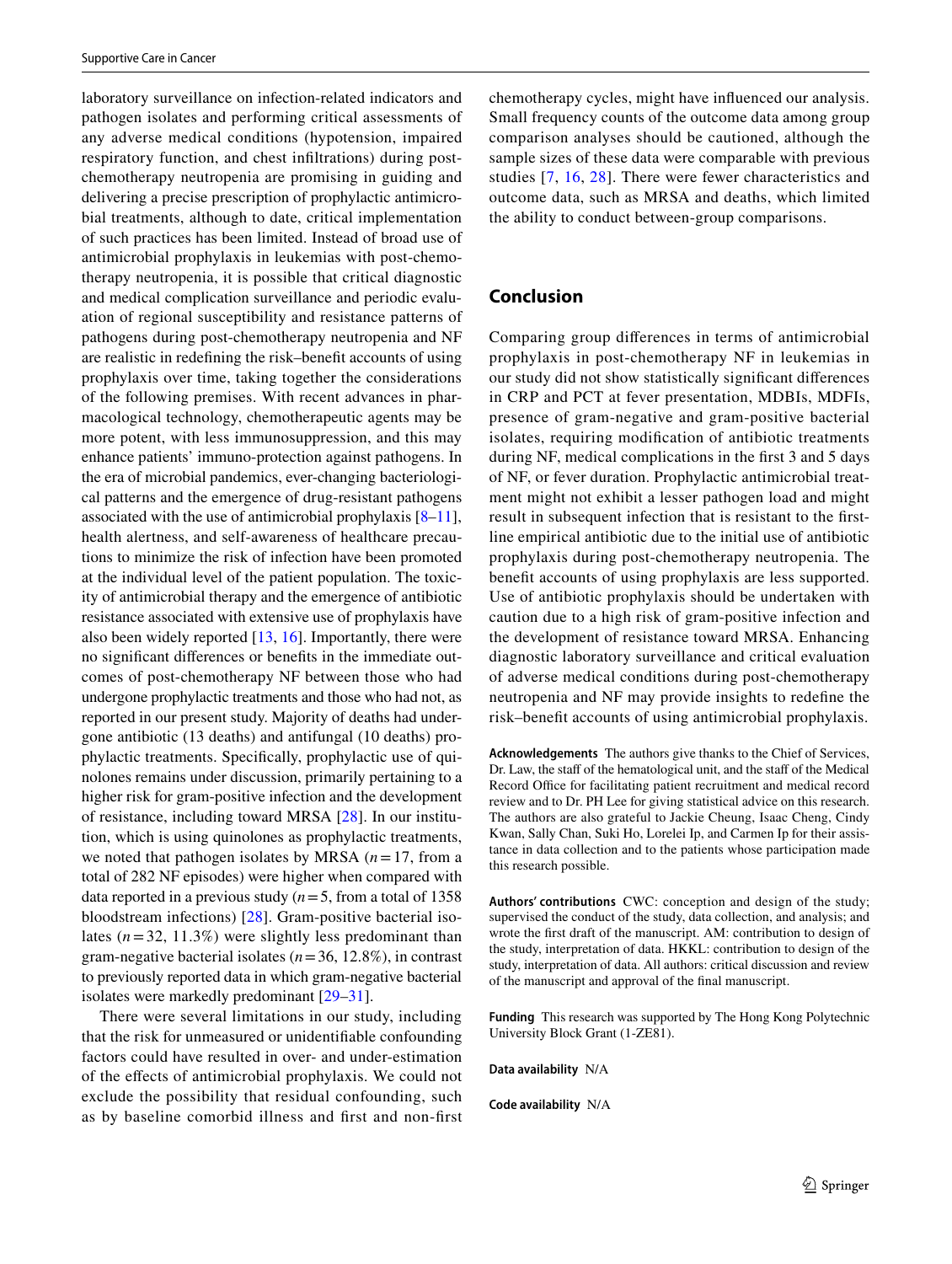laboratory surveillance on infection-related indicators and pathogen isolates and performing critical assessments of any adverse medical conditions (hypotension, impaired respiratory function, and chest infiltrations) during post-chemotherapy neutropenia are promising in guiding and delivering a precise prescription of prophylactic antimicrobial treatments, although to date, critical implementation of such practices has been limited. Instead of broad use of antimicrobial prophylaxis in leukemias with post-chemotherapy neutropenia, it is possible that critical diagnostic and medical complication surveillance and periodic evaluation of regional susceptibility and resistance patterns of pathogens during post-chemotherapy neutropenia and NF are realistic in redefining the risk–benefit accounts of using prophylaxis over time, taking together the considerations of the following premises. With recent advances in pharmacological technology, chemotherapeutic agents may be more potent, with less immunosuppression, and this may enhance patients' immuno-protection against pathogens. In the era of microbial pandemics, ever-changing bacteriological patterns and the emergence of drug-resistant pathogens associated with the use of antimicrobial prophylaxis [8–11], health alertness, and self-awareness of healthcare precautions to minimize the risk of infection have been promoted at the individual level of the patient population. The toxicity of antimicrobial therapy and the emergence of antibiotic resistance associated with extensive use of prophylaxis have also been widely reported [13, 16]. Importantly, there were no significant differences or benefits in the immediate outcomes of post-chemotherapy NF between those who had undergone prophylactic treatments and those who had not, as reported in our present study. Majority of deaths had undergone antibiotic (13 deaths) and antifungal (10 deaths) prophylactic treatments. Specifically, prophylactic use of quinolones remains under discussion, primarily pertaining to a higher risk for gram-positive infection and the development of resistance, including toward MRSA [28]. In our institution, which is using quinolones as prophylactic treatments, we noted that pathogen isolates by MRSA ($n = 17$, from a total of 282 NF episodes) were higher when compared with data reported in a previous study ($n = 5$, from a total of 1358 bloodstream infections) [28]. Gram-positive bacterial isolates ($n = 32$, 11.3%) were slightly less predominant than gram-negative bacterial isolates ($n = 36$, 12.8%), in contrast to previously reported data in which gram-negative bacterial isolates were markedly predominant [29–31].

There were several limitations in our study, including that the risk for unmeasured or unidentifiable confounding factors could have resulted in over- and under-estimation of the effects of antimicrobial prophylaxis. We could not exclude the possibility that residual confounding, such as by baseline comorbid illness and first and non-first chemotherapy cycles, might have influenced our analysis. Small frequency counts of the outcome data among group comparison analyses should be cautioned, although the sample sizes of these data were comparable with previous studies [7, 16, 28]. There were fewer characteristics and outcome data, such as MRSA and deaths, which limited the ability to conduct between-group comparisons.

## Conclusion

Comparing group differences in terms of antimicrobial prophylaxis in post-chemotherapy NF in leukemias in our study did not show statistically significant differences in CRP and PCT at fever presentation, MDBIs, MDFIs, presence of gram-negative and gram-positive bacterial isolates, requiring modification of antibiotic treatments during NF, medical complications in the first 3 and 5 days of NF, or fever duration. Prophylactic antimicrobial treatment might not exhibit a lesser pathogen load and might result in subsequent infection that is resistant to the first-line empirical antibiotic due to the initial use of antibiotic prophylaxis during post-chemotherapy neutropenia. The benefit accounts of using prophylaxis are less supported. Use of antibiotic prophylaxis should be undertaken with caution due to a high risk of gram-positive infection and the development of resistance toward MRSA. Enhancing diagnostic laboratory surveillance and critical evaluation of adverse medical conditions during post-chemotherapy neutropenia and NF may provide insights to redefine the risk–benefit accounts of using antimicrobial prophylaxis.

**Acknowledgements** The authors give thanks to the Chief of Services, Dr. Law, the staff of the hematological unit, and the staff of the Medical Record Office for facilitating patient recruitment and medical record review and to Dr. PH Lee for giving statistical advice on this research. The authors are also grateful to Jackie Cheung, Isaac Cheng, Cindy Kwan, Sally Chan, Suki Ho, Lorelei Ip, and Carmen Ip for their assistance in data collection and to the patients whose participation made this research possible.

**Authors' contributions** CWC: conception and design of the study; supervised the conduct of the study, data collection, and analysis; and wrote the first draft of the manuscript. AM: contribution to design of the study, interpretation of data. HKKL: contribution to design of the study, interpretation of data. All authors: critical discussion and review of the manuscript and approval of the final manuscript.

**Funding** This research was supported by The Hong Kong Polytechnic University Block Grant (1-ZE81).

**Data availability** N/A

**Code availability** N/A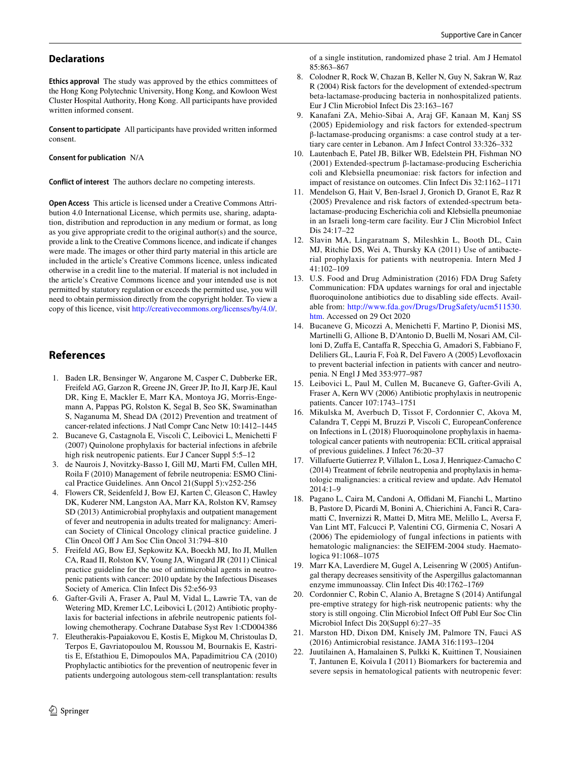## Declarations

**Ethics approval** The study was approved by the ethics committees of the Hong Kong Polytechnic University, Hong Kong, and Kowloon West Cluster Hospital Authority, Hong Kong. All participants have provided written informed consent.

**Consent to participate** All participants have provided written informed consent.

**Consent for publication** N/A

**Conflict of interest** The authors declare no competing interests.

**Open Access** This article is licensed under a Creative Commons Attribution 4.0 International License, which permits use, sharing, adaptation, distribution and reproduction in any medium or format, as long as you give appropriate credit to the original author(s) and the source, provide a link to the Creative Commons licence, and indicate if changes were made. The images or other third party material in this article are included in the article's Creative Commons licence, unless indicated otherwise in a credit line to the material. If material is not included in the article's Creative Commons licence and your intended use is not permitted by statutory regulation or exceeds the permitted use, you will need to obtain permission directly from the copyright holder. To view a copy of this licence, visit http://creativecommons.org/licenses/by/4.0/.

## References

1. Baden LR, Bensinger W, Angarone M, Casper C, Dubberke ER, Freifeld AG, Garzon R, Greene JN, Greer JP, Ito JI, Karp JE, Kaul DR, King E, Mackler E, Marr KA, Montoya JG, Morris-Engemann A, Pappas PG, Rolston K, Segal B, Seo SK, Swaminathan S, Naganuma M, Shead DA (2012) Prevention and treatment of cancer-related infections. J Natl Compr Canc Netw 10:1412–1445
2. Bucaneve G, Castagnola E, Viscoli C, Leibovici L, Menichetti F (2007) Quinolone prophylaxis for bacterial infections in afebrile high risk neutropenic patients. Eur J Cancer Suppl 5:5–12
3. de Naurois J, Novitzky-Basso I, Gill MJ, Marti FM, Cullen MH, Roila F (2010) Management of febrile neutropenia: ESMO Clinical Practice Guidelines. Ann Oncol 21(Suppl 5):v252-256
4. Flowers CR, Seidenfeld J, Bow EJ, Karten C, Gleason C, Hawley DK, Kuderer NM, Langston AA, Marr KA, Rolston KV, Ramsey SD (2013) Antimicrobial prophylaxis and outpatient management of fever and neutropenia in adults treated for malignancy: American Society of Clinical Oncology clinical practice guideline. J Clin Oncol Off J Am Soc Clin Oncol 31:794–810
5. Freifeld AG, Bow EJ, Sepkowitz KA, Boeckh MJ, Ito JI, Mullen CA, Raad II, Rolston KV, Young JA, Wingard JR (2011) Clinical practice guideline for the use of antimicrobial agents in neutropenic patients with cancer: 2010 update by the Infectious Diseases Society of America. Clin Infect Dis 52:e56-93
6. Gafter-Gvili A, Fraser A, Paul M, Vidal L, Lawrie TA, van de Wetering MD, Kremer LC, Leibovici L (2012) Antibiotic prophylaxis for bacterial infections in afebrile neutropenic patients following chemotherapy. Cochrane Database Syst Rev 1:CD004386
7. Eleutherakis-Papaiakovou E, Kostis E, Migkou M, Christoulas D, Terpos E, Gavriatopoulou M, Roussou M, Bournakis E, Kastritis E, Efstathiou E, Dimopoulos MA, Papadimitriou CA (2010) Prophylactic antibiotics for the prevention of neutropenic fever in patients undergoing autologous stem-cell transplantation: results of a single institution, randomized phase 2 trial. Am J Hematol 85:863–867
8. Colodner R, Rock W, Chazan B, Keller N, Guy N, Sakran W, Raz R (2004) Risk factors for the development of extended-spectrum beta-lactamase-producing bacteria in nonhospitalized patients. Eur J Clin Microbiol Infect Dis 23:163–167
9. Kanafani ZA, Mehio-Sibai A, Araj GF, Kanaan M, Kanj SS (2005) Epidemiology and risk factors for extended-spectrum β-lactamase-producing organisms: a case control study at a tertiary care center in Lebanon. Am J Infect Control 33:326–332
10. Lautenbach E, Patel JB, Bilker WB, Edelstein PH, Fishman NO (2001) Extended-spectrum β-lactamase-producing Escherichia coli and Klebsiella pneumoniae: risk factors for infection and impact of resistance on outcomes. Clin Infect Dis 32:1162–1171
11. Mendelson G, Hait V, Ben-Israel J, Gronich D, Granot E, Raz R (2005) Prevalence and risk factors of extended-spectrum beta-lactamase-producing Escherichia coli and Klebsiella pneumoniae in an Israeli long-term care facility. Eur J Clin Microbiol Infect Dis 24:17–22
12. Slavin MA, Lingaratnam S, Mileshkin L, Booth DL, Cain MJ, Ritchie DS, Wei A, Thursky KA (2011) Use of antibacterial prophylaxis for patients with neutropenia. Intern Med J 41:102–109
13. U.S. Food and Drug Administration (2016) FDA Drug Safety Communication: FDA updates warnings for oral and injectable fluoroquinolone antibiotics due to disabling side effects. Available from: http://www.fda.gov/Drugs/DrugSafety/ucm511530.htm. Accessed on 29 Oct 2020
14. Bucaneve G, Micozzi A, Menichetti F, Martino P, Dionisi MS, Martinelli G, Allione B, D'Antonio D, Buelli M, Nosari AM, Cilloni D, Zuffa E, Cantaffa R, Specchia G, Amadori S, Fabbiano F, Deliliers GL, Lauria F, Foà R, Del Favero A (2005) Levofloxacin to prevent bacterial infection in patients with cancer and neutropenia. N Engl J Med 353:977–987
15. Leibovici L, Paul M, Cullen M, Bucaneve G, Gafter-Gvili A, Fraser A, Kern WV (2006) Antibiotic prophylaxis in neutropenic patients. Cancer 107:1743–1751
16. Mikulska M, Averbuch D, Tissot F, Cordonnier C, Akova M, Calandra T, Ceppi M, Bruzzi P, Viscoli C, EuropeanConference on Infections in L (2018) Fluoroquinolone prophylaxis in haematological cancer patients with neutropenia: ECIL critical appraisal of previous guidelines. J Infect 76:20–37
17. Villafuerte Gutierrez P, Villalon L, Losa J, Henriquez-Camacho C (2014) Treatment of febrile neutropenia and prophylaxis in hematologic malignancies: a critical review and update. Adv Hematol 2014:1–9
18. Pagano L, Caira M, Candoni A, Offidani M, Fianchi L, Martino B, Pastore D, Picardi M, Bonini A, Chierichini A, Fanci R, Caramatti C, Invernizzi R, Mattei D, Mitra ME, Melillo L, Aversa F, Van Lint MT, Falcucci P, Valentini CG, Girmenia C, Nosari A (2006) The epidemiology of fungal infections in patients with hematologic malignancies: the SEIFEM-2004 study. Haematologica 91:1068–1075
19. Marr KA, Laverdiere M, Gugel A, Leisenring W (2005) Antifungal therapy decreases sensitivity of the Aspergillus galactomannan enzyme immunoassay. Clin Infect Dis 40:1762–1769
20. Cordonnier C, Robin C, Alanio A, Bretagne S (2014) Antifungal pre-emptive strategy for high-risk neutropenic patients: why the story is still ongoing. Clin Microbiol Infect Off Publ Eur Soc Clin Microbiol Infect Dis 20(Suppl 6):27–35
21. Marston HD, Dixon DM, Knisely JM, Palmore TN, Fauci AS (2016) Antimicrobial resistance. JAMA 316:1193–1204
22. Juutilainen A, Hamalainen S, Pulkki K, Kuittinen T, Nousiainen T, Jantunen E, Koivula I (2011) Biomarkers for bacteremia and severe sepsis in hematological patients with neutropenic fever: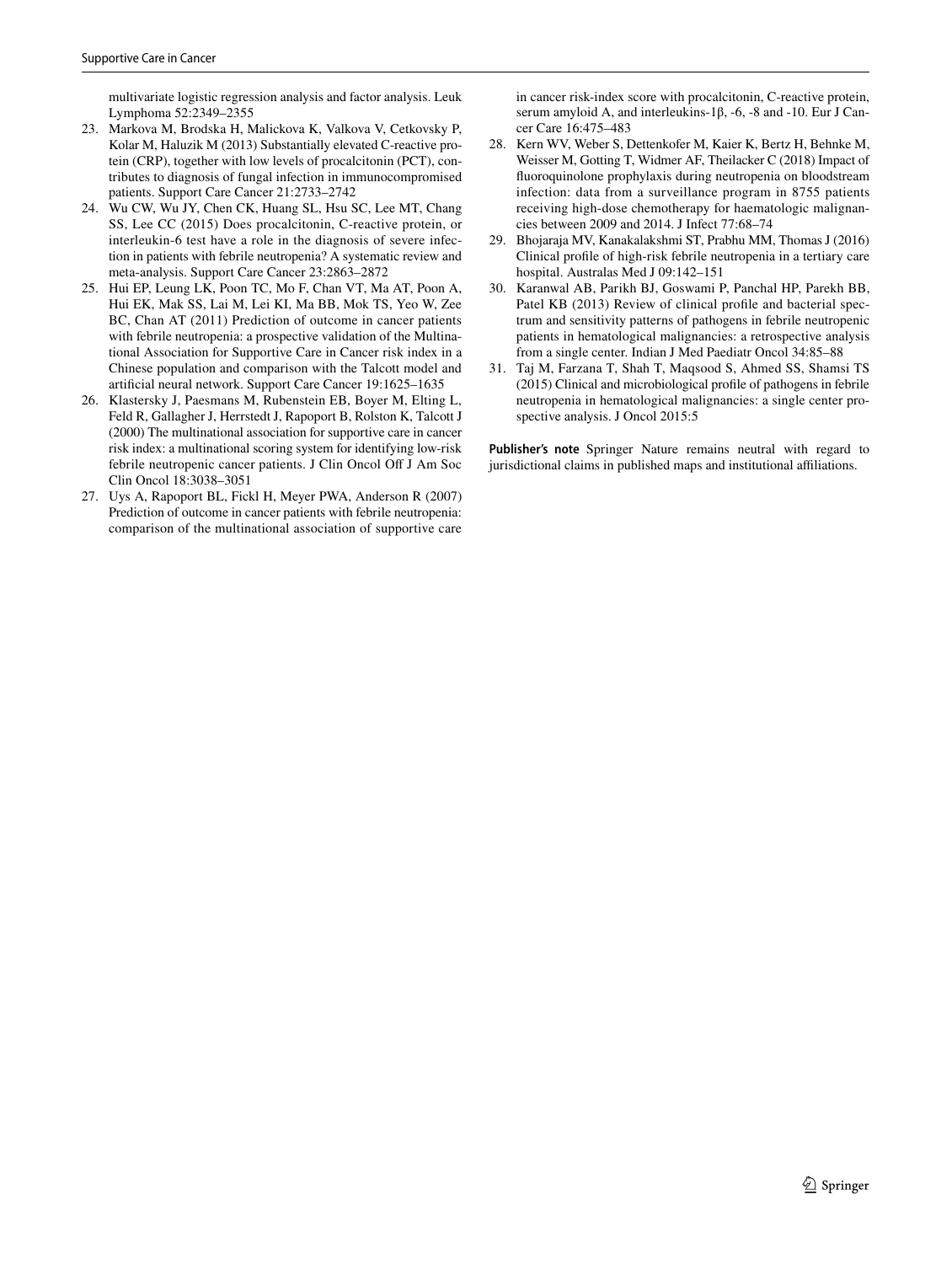multivariate logistic regression analysis and factor analysis. Leuk Lymphoma 52:2349–2355

23. Markova M, Brodska H, Malickova K, Valkova V, Cetkovsky P, Kolar M, Haluzik M (2013) Substantially elevated C-reactive protein (CRP), together with low levels of procalcitonin (PCT), contributes to diagnosis of fungal infection in immunocompromised patients. Support Care Cancer 21:2733–2742
24. Wu CW, Wu JY, Chen CK, Huang SL, Hsu SC, Lee MT, Chang SS, Lee CC (2015) Does procalcitonin, C-reactive protein, or interleukin-6 test have a role in the diagnosis of severe infection in patients with febrile neutropenia? A systematic review and meta-analysis. Support Care Cancer 23:2863–2872
25. Hui EP, Leung LK, Poon TC, Mo F, Chan VT, Ma AT, Poon A, Hui EK, Mak SS, Lai M, Lei KI, Ma BB, Mok TS, Yeo W, Zee BC, Chan AT (2011) Prediction of outcome in cancer patients with febrile neutropenia: a prospective validation of the Multinational Association for Supportive Care in Cancer risk index in a Chinese population and comparison with the Talcott model and artificial neural network. Support Care Cancer 19:1625–1635
26. Klastersky J, Paesmans M, Rubenstein EB, Boyer M, Elting L, Feld R, Gallagher J, Herrstedt J, Rapoport B, Rolston K, Talcott J (2000) The multinational association for supportive care in cancer risk index: a multinational scoring system for identifying low-risk febrile neutropenic cancer patients. J Clin Oncol Off J Am Soc Clin Oncol 18:3038–3051
27. Uys A, Rapoport BL, Fickl H, Meyer PWA, Anderson R (2007) Prediction of outcome in cancer patients with febrile neutropenia: comparison of the multinational association of supportive care in cancer risk-index score with procalcitonin, C-reactive protein, serum amyloid A, and interleukins-1β, -6, -8 and -10. Eur J Cancer Care 16:475–483
28. Kern WV, Weber S, Dettenkofer M, Kaier K, Bertz H, Behnke M, Weisser M, Gotting T, Widmer AF, Theilacker C (2018) Impact of fluoroquinolone prophylaxis during neutropenia on bloodstream infection: data from a surveillance program in 8755 patients receiving high-dose chemotherapy for haematologic malignancies between 2009 and 2014. J Infect 77:68–74
29. Bhojaraja MV, Kanakalakshmi ST, Prabhu MM, Thomas J (2016) Clinical profile of high-risk febrile neutropenia in a tertiary care hospital. Australas Med J 09:142–151
30. Karanwal AB, Parikh BJ, Goswami P, Panchal HP, Parekh BB, Patel KB (2013) Review of clinical profile and bacterial spectrum and sensitivity patterns of pathogens in febrile neutropenic patients in hematological malignancies: a retrospective analysis from a single center. Indian J Med Paediatr Oncol 34:85–88
31. Taj M, Farzana T, Shah T, Maqsood S, Ahmed SS, Shamsi TS (2015) Clinical and microbiological profile of pathogens in febrile neutropenia in hematological malignancies: a single center prospective analysis. J Oncol 2015:5

**Publisher's note** Springer Nature remains neutral with regard to jurisdictional claims in published maps and institutional affiliations.